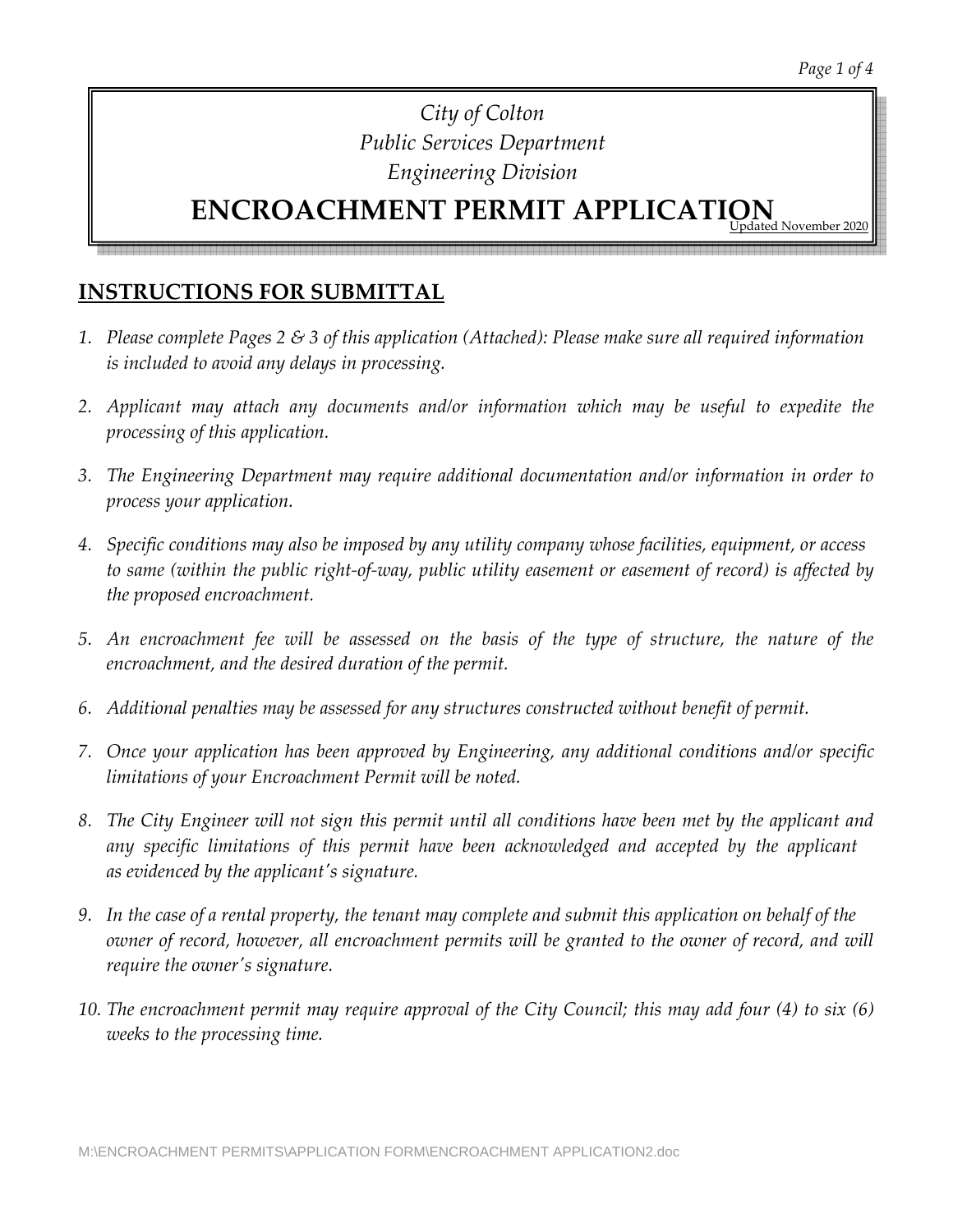*City of Colton*
*Public Services Department*
*Engineering Division*

# ENCROACHMENT PERMIT APPLICATION

Updated November 2020

## INSTRUCTIONS FOR SUBMITTAL

1. *Please complete Pages 2 & 3 of this application (Attached): Please make sure all required information is included to avoid any delays in processing.*

2. *Applicant may attach any documents and/or information which may be useful to expedite the processing of this application.*

3. *The Engineering Department may require additional documentation and/or information in order to process your application.*

4. *Specific conditions may also be imposed by any utility company whose facilities, equipment, or access to same (within the public right-of-way, public utility easement or easement of record) is affected by the proposed encroachment.*

5. *An encroachment fee will be assessed on the basis of the type of structure, the nature of the encroachment, and the desired duration of the permit.*

6. *Additional penalties may be assessed for any structures constructed without benefit of permit.*

7. *Once your application has been approved by Engineering, any additional conditions and/or specific limitations of your Encroachment Permit will be noted.*

8. *The City Engineer will not sign this permit until all conditions have been met by the applicant and any specific limitations of this permit have been acknowledged and accepted by the applicant as evidenced by the applicant's signature.*

9. *In the case of a rental property, the tenant may complete and submit this application on behalf of the owner of record, however, all encroachment permits will be granted to the owner of record, and will require the owner's signature.*

10. *The encroachment permit may require approval of the City Council; this may add four (4) to six (6) weeks to the processing time.*

M:\ENCROACHMENT PERMITS\APPLICATION FORM\ENCROACHMENT APPLICATION2.doc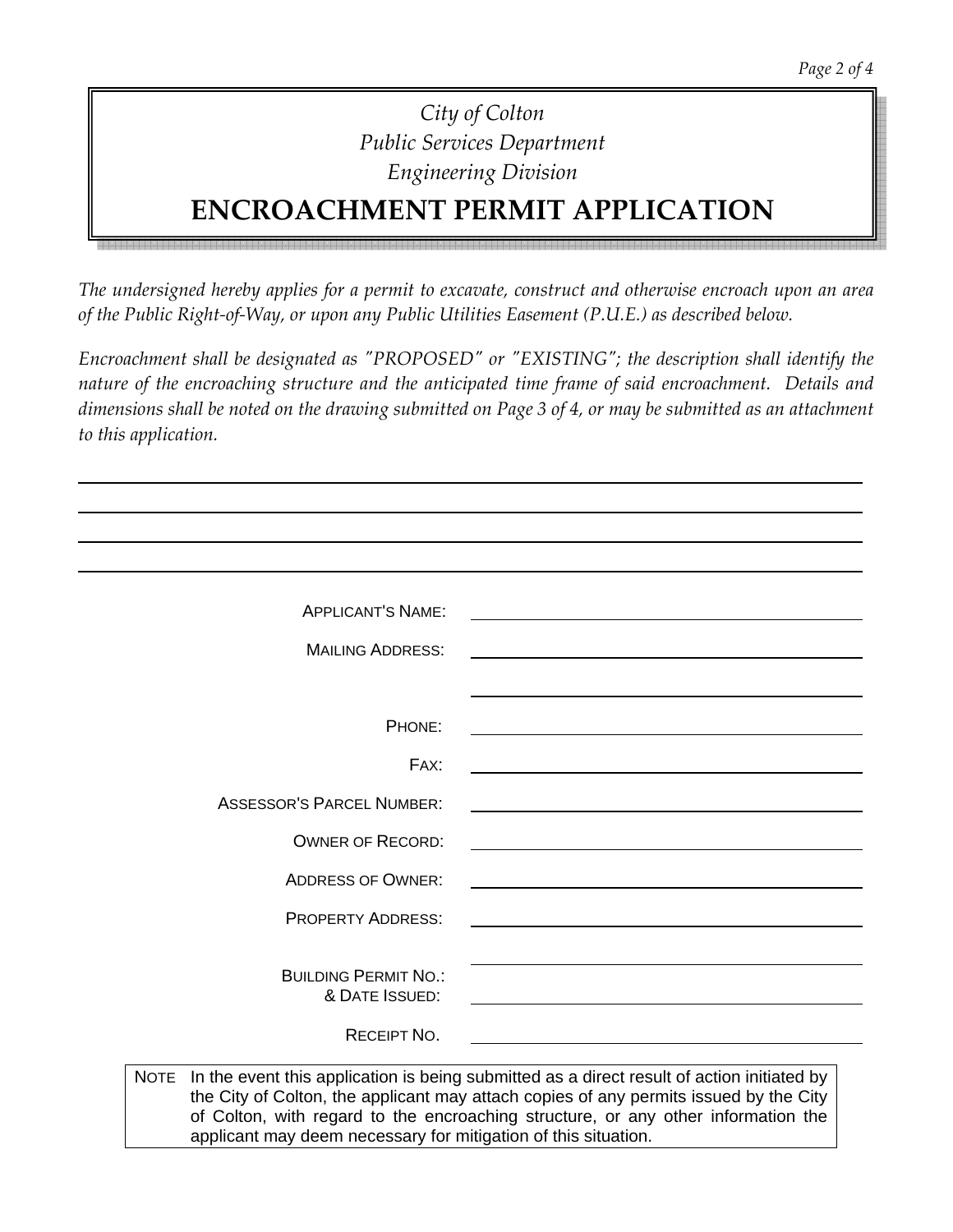*City of Colton*
*Public Services Department*
*Engineering Division*

# ENCROACHMENT PERMIT APPLICATION

*The undersigned hereby applies for a permit to excavate, construct and otherwise encroach upon an area of the Public Right-of-Way, or upon any Public Utilities Easement (P.U.E.) as described below.*

*Encroachment shall be designated as "PROPOSED" or "EXISTING"; the description shall identify the nature of the encroaching structure and the anticipated time frame of said encroachment. Details and dimensions shall be noted on the drawing submitted on Page 3 of 4, or may be submitted as an attachment to this application.*

\_\_\_\_\_\_\_\_\_\_\_\_\_\_\_\_\_\_\_\_\_\_\_\_\_\_\_\_\_\_\_\_\_\_\_\_\_\_\_\_\_\_\_\_\_\_\_\_\_\_\_\_\_\_\_\_\_\_\_\_\_\_\_\_\_\_\_\_\_\_\_\_

\_\_\_\_\_\_\_\_\_\_\_\_\_\_\_\_\_\_\_\_\_\_\_\_\_\_\_\_\_\_\_\_\_\_\_\_\_\_\_\_\_\_\_\_\_\_\_\_\_\_\_\_\_\_\_\_\_\_\_\_\_\_\_\_\_\_\_\_\_\_\_\_

\_\_\_\_\_\_\_\_\_\_\_\_\_\_\_\_\_\_\_\_\_\_\_\_\_\_\_\_\_\_\_\_\_\_\_\_\_\_\_\_\_\_\_\_\_\_\_\_\_\_\_\_\_\_\_\_\_\_\_\_\_\_\_\_\_\_\_\_\_\_\_\_

\_\_\_\_\_\_\_\_\_\_\_\_\_\_\_\_\_\_\_\_\_\_\_\_\_\_\_\_\_\_\_\_\_\_\_\_\_\_\_\_\_\_\_\_\_\_\_\_\_\_\_\_\_\_\_\_\_\_\_\_\_\_\_\_\_\_\_\_\_\_\_\_

APPLICANT'S NAME: \_\_\_\_\_\_\_\_\_\_\_\_\_\_\_\_\_\_\_\_\_\_\_\_\_\_\_\_\_\_\_\_\_\_\_\_

MAILING ADDRESS: \_\_\_\_\_\_\_\_\_\_\_\_\_\_\_\_\_\_\_\_\_\_\_\_\_\_\_\_\_\_\_\_\_\_\_\_

\_\_\_\_\_\_\_\_\_\_\_\_\_\_\_\_\_\_\_\_\_\_\_\_\_\_\_\_\_\_\_\_\_\_\_\_

PHONE: \_\_\_\_\_\_\_\_\_\_\_\_\_\_\_\_\_\_\_\_\_\_\_\_\_\_\_\_\_\_\_\_\_\_\_\_

FAX: \_\_\_\_\_\_\_\_\_\_\_\_\_\_\_\_\_\_\_\_\_\_\_\_\_\_\_\_\_\_\_\_\_\_\_\_

ASSESSOR'S PARCEL NUMBER: \_\_\_\_\_\_\_\_\_\_\_\_\_\_\_\_\_\_\_\_\_\_\_\_\_\_\_\_\_\_\_\_\_\_\_\_

OWNER OF RECORD: \_\_\_\_\_\_\_\_\_\_\_\_\_\_\_\_\_\_\_\_\_\_\_\_\_\_\_\_\_\_\_\_\_\_\_\_

ADDRESS OF OWNER: \_\_\_\_\_\_\_\_\_\_\_\_\_\_\_\_\_\_\_\_\_\_\_\_\_\_\_\_\_\_\_\_\_\_\_\_

PROPERTY ADDRESS: \_\_\_\_\_\_\_\_\_\_\_\_\_\_\_\_\_\_\_\_\_\_\_\_\_\_\_\_\_\_\_\_\_\_\_\_

\_\_\_\_\_\_\_\_\_\_\_\_\_\_\_\_\_\_\_\_\_\_\_\_\_\_\_\_\_\_\_\_\_\_\_\_

BUILDING PERMIT NO.: & DATE ISSUED: \_\_\_\_\_\_\_\_\_\_\_\_\_\_\_\_\_\_\_\_\_\_\_\_\_\_\_\_\_\_\_\_\_\_\_\_

RECEIPT NO. \_\_\_\_\_\_\_\_\_\_\_\_\_\_\_\_\_\_\_\_\_\_\_\_\_\_\_\_\_\_\_\_\_\_\_\_

| NOTE | In the event this application is being submitted as a direct result of action initiated by the City of Colton, the applicant may attach copies of any permits issued by the City of Colton, with regard to the encroaching structure, or any other information the applicant may deem necessary for mitigation of this situation. |
|---|---|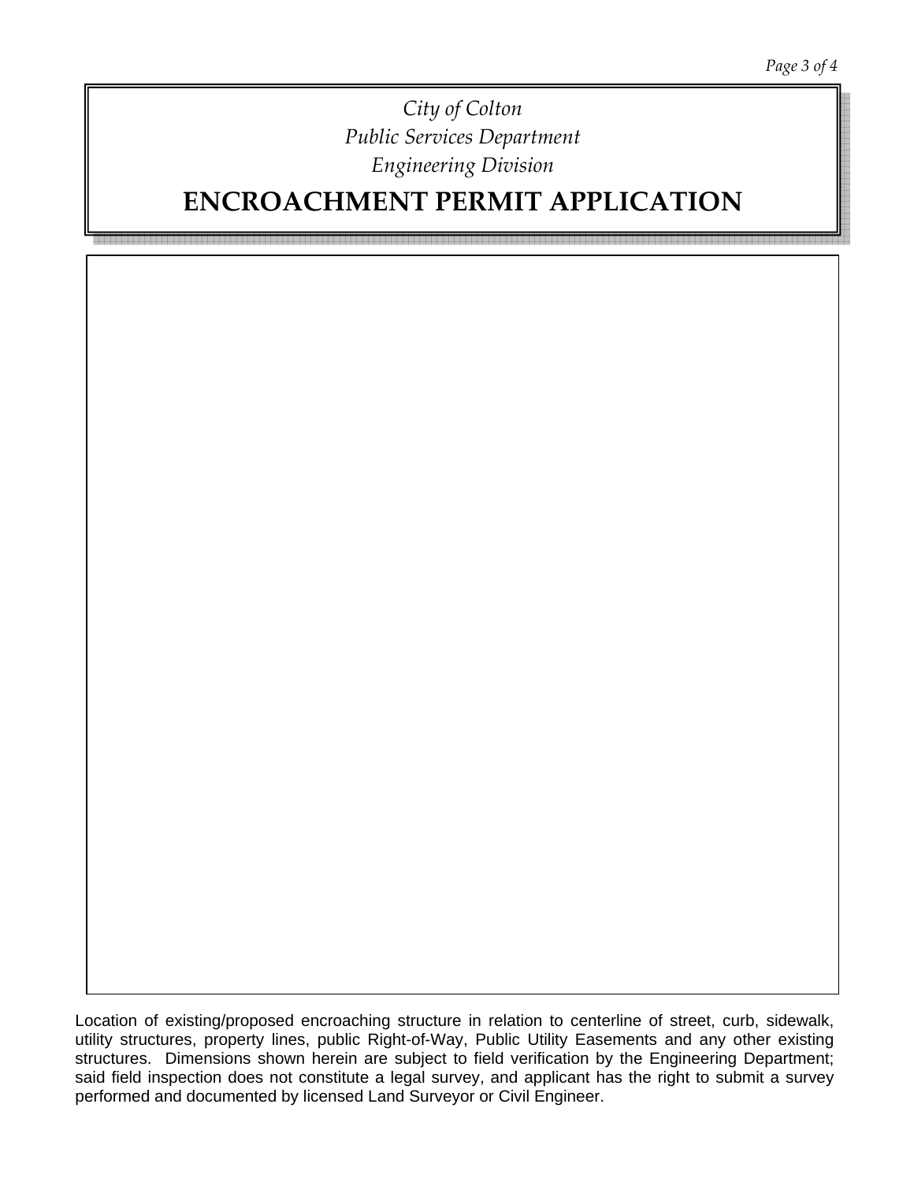*City of Colton*

*Public Services Department*

*Engineering Division*

# ENCROACHMENT PERMIT APPLICATION

Location of existing/proposed encroaching structure in relation to centerline of street, curb, sidewalk, utility structures, property lines, public Right-of-Way, Public Utility Easements and any other existing structures. Dimensions shown herein are subject to field verification by the Engineering Department; said field inspection does not constitute a legal survey, and applicant has the right to submit a survey performed and documented by licensed Land Surveyor or Civil Engineer.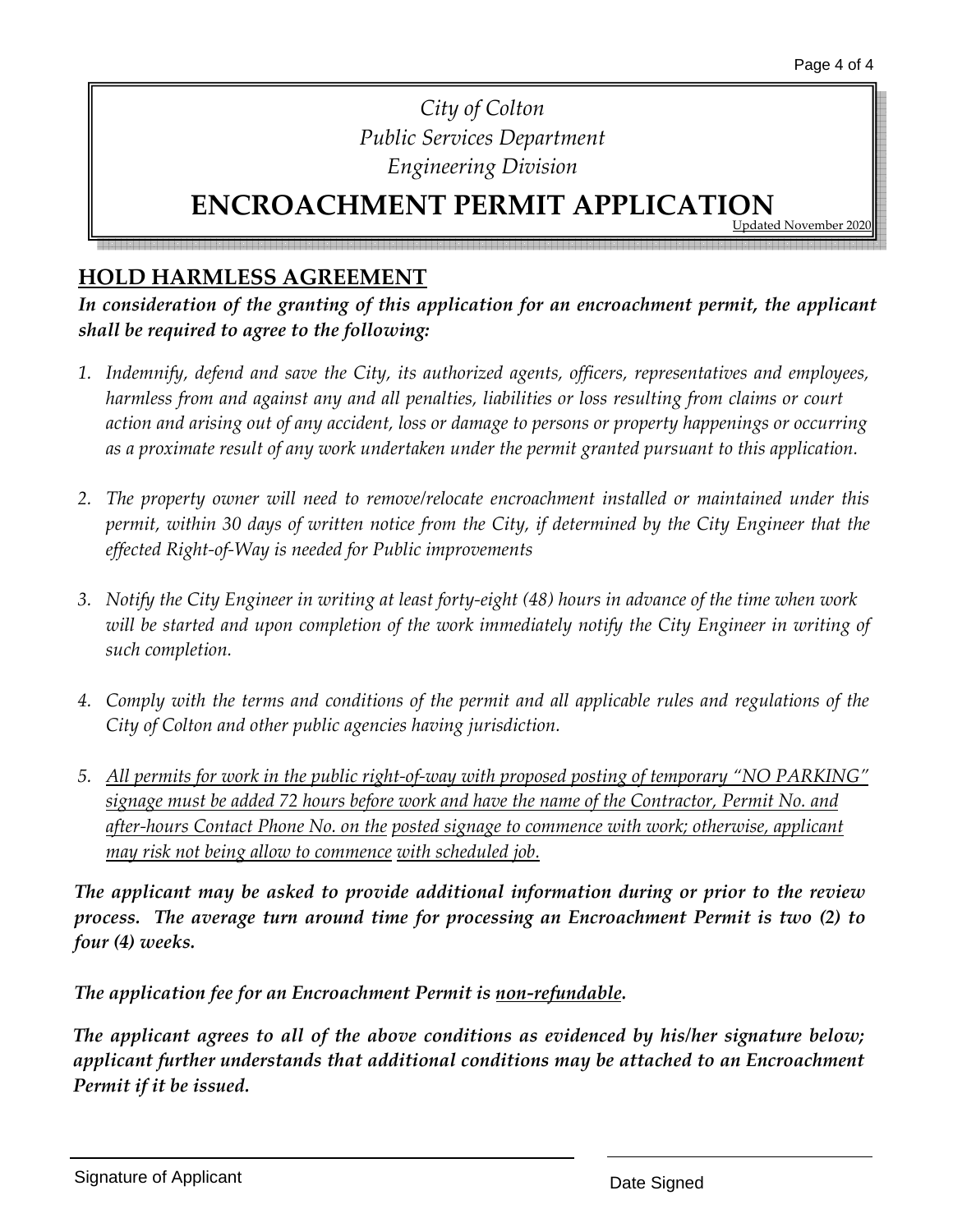*City of Colton*
*Public Services Department*
*Engineering Division*

# ENCROACHMENT PERMIT APPLICATION

Updated November 2020

## HOLD HARMLESS AGREEMENT

***In consideration of the granting of this application for an encroachment permit, the applicant shall be required to agree to the following:***

1. *Indemnify, defend and save the City, its authorized agents, officers, representatives and employees, harmless from and against any and all penalties, liabilities or loss resulting from claims or court action and arising out of any accident, loss or damage to persons or property happenings or occurring as a proximate result of any work undertaken under the permit granted pursuant to this application.*

2. *The property owner will need to remove/relocate encroachment installed or maintained under this permit, within 30 days of written notice from the City, if determined by the City Engineer that the effected Right-of-Way is needed for Public improvements*

3. *Notify the City Engineer in writing at least forty-eight (48) hours in advance of the time when work will be started and upon completion of the work immediately notify the City Engineer in writing of such completion.*

4. *Comply with the terms and conditions of the permit and all applicable rules and regulations of the City of Colton and other public agencies having jurisdiction.*

5. <u>*All permits for work in the public right-of-way with proposed posting of temporary "NO PARKING" signage must be added 72 hours before work and have the name of the Contractor, Permit No. and after-hours Contact Phone No. on the posted signage to commence with work; otherwise, applicant may risk not being allow to commence with scheduled job.*</u>

***The applicant may be asked to provide additional information during or prior to the review process. The average turn around time for processing an Encroachment Permit is two (2) to four (4) weeks.***

***The application fee for an Encroachment Permit is <u>non-refundable</u>.***

***The applicant agrees to all of the above conditions as evidenced by his/her signature below; applicant further understands that additional conditions may be attached to an Encroachment Permit if it be issued.***

Signature of Applicant

Date Signed